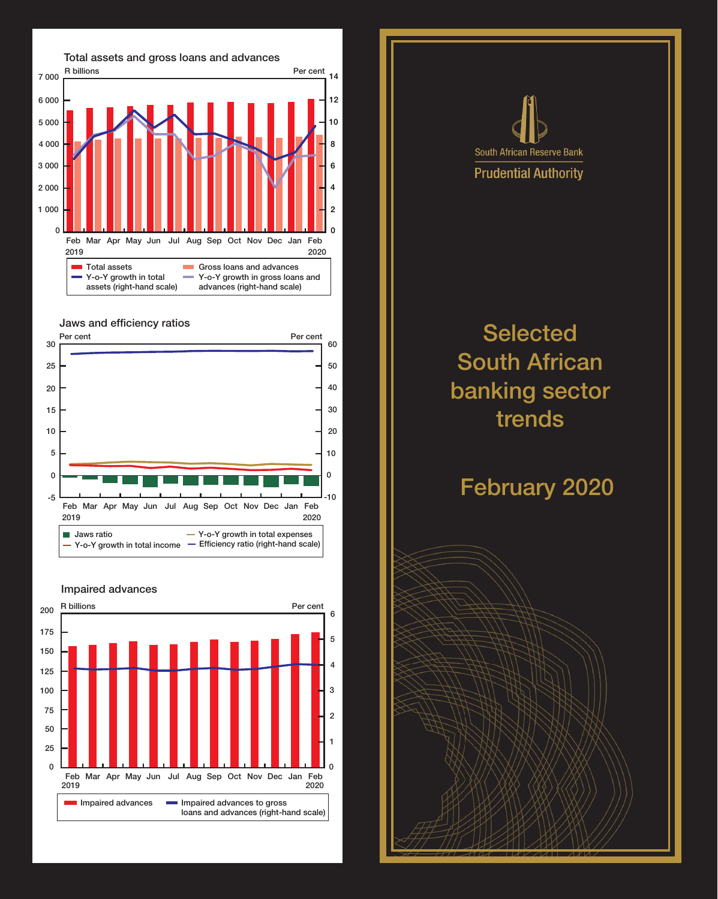## Total assets and gross loans and advances

R billions | Per cent

Feb 2019, Mar, Apr, May, Jun, Jul, Aug, Sep, Oct, Nov, Dec, Jan, Feb 2020

- Total assets
- Gross loans and advances
- Y-o-Y growth in total assets (right-hand scale)
- Y-o-Y growth in gross loans and advances (right-hand scale)

## Jaws and efficiency ratios

Per cent | Per cent

Feb 2019, Mar, Apr, May, Jun, Jul, Aug, Sep, Oct, Nov, Dec, Jan, Feb 2020

- Jaws ratio
- Y-o-Y growth in total income
- Y-o-Y growth in total expenses
- Efficiency ratio (right-hand scale)

## Impaired advances

R billions | Per cent

Feb 2019, Mar, Apr, May, Jun, Jul, Aug, Sep, Oct, Nov, Dec, Jan, Feb 2020

- Impaired advances
- Impaired advances to gross loans and advances (right-hand scale)

South African Reserve Bank

Prudential Authority

# Selected South African banking sector trends

## February 2020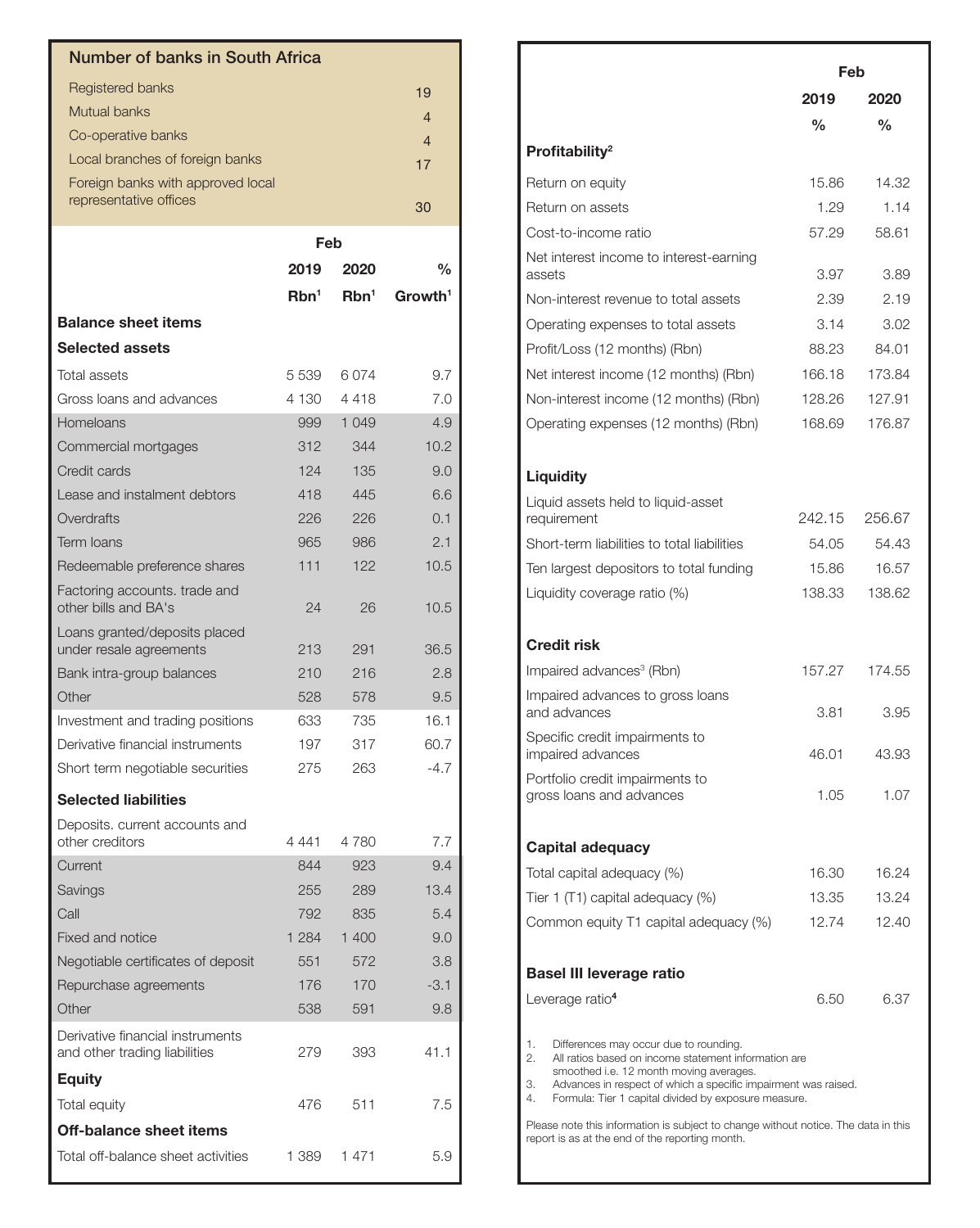## Number of banks in South Africa

| | |
|---|---|
| Registered banks | 19 |
| Mutual banks | 4 |
| Co-operative banks | 4 |
| Local branches of foreign banks | 17 |
| Foreign banks with approved local representative offices | 30 |

| | Feb | | |
|---|---|---|---|
| | 2019 | 2020 | % |
| | Rbn[1] | Rbn[1] | Growth[1] |
| **Balance sheet items** | | | |
| **Selected assets** | | | |
| Total assets | 5 539 | 6 074 | 9.7 |
| Gross loans and advances | 4 130 | 4 418 | 7.0 |
| Homeloans | 999 | 1 049 | 4.9 |
| Commercial mortgages | 312 | 344 | 10.2 |
| Credit cards | 124 | 135 | 9.0 |
| Lease and instalment debtors | 418 | 445 | 6.6 |
| Overdrafts | 226 | 226 | 0.1 |
| Term loans | 965 | 986 | 2.1 |
| Redeemable preference shares | 111 | 122 | 10.5 |
| Factoring accounts. trade and other bills and BA's | 24 | 26 | 10.5 |
| Loans granted/deposits placed under resale agreements | 213 | 291 | 36.5 |
| Bank intra-group balances | 210 | 216 | 2.8 |
| Other | 528 | 578 | 9.5 |
| Investment and trading positions | 633 | 735 | 16.1 |
| Derivative financial instruments | 197 | 317 | 60.7 |
| Short term negotiable securities | 275 | 263 | -4.7 |
| **Selected liabilities** | | | |
| Deposits. current accounts and other creditors | 4 441 | 4 780 | 7.7 |
| Current | 844 | 923 | 9.4 |
| Savings | 255 | 289 | 13.4 |
| Call | 792 | 835 | 5.4 |
| Fixed and notice | 1 284 | 1 400 | 9.0 |
| Negotiable certificates of deposit | 551 | 572 | 3.8 |
| Repurchase agreements | 176 | 170 | -3.1 |
| Other | 538 | 591 | 9.8 |
| Derivative financial instruments and other trading liabilities | 279 | 393 | 41.1 |
| **Equity** | | | |
| Total equity | 476 | 511 | 7.5 |
| **Off-balance sheet items** | | | |
| Total off-balance sheet activities | 1 389 | 1 471 | 5.9 |

| | Feb | |
|---|---|---|
| | 2019 | 2020 |
| | % | % |
| **Profitability[2]** | | |
| Return on equity | 15.86 | 14.32 |
| Return on assets | 1.29 | 1.14 |
| Cost-to-income ratio | 57.29 | 58.61 |
| Net interest income to interest-earning assets | 3.97 | 3.89 |
| Non-interest revenue to total assets | 2.39 | 2.19 |
| Operating expenses to total assets | 3.14 | 3.02 |
| Profit/Loss (12 months) (Rbn) | 88.23 | 84.01 |
| Net interest income (12 months) (Rbn) | 166.18 | 173.84 |
| Non-interest income (12 months) (Rbn) | 128.26 | 127.91 |
| Operating expenses (12 months) (Rbn) | 168.69 | 176.87 |
| **Liquidity** | | |
| Liquid assets held to liquid-asset requirement | 242.15 | 256.67 |
| Short-term liabilities to total liabilities | 54.05 | 54.43 |
| Ten largest depositors to total funding | 15.86 | 16.57 |
| Liquidity coverage ratio (%) | 138.33 | 138.62 |
| **Credit risk** | | |
| Impaired advances[3] (Rbn) | 157.27 | 174.55 |
| Impaired advances to gross loans and advances | 3.81 | 3.95 |
| Specific credit impairments to impaired advances | 46.01 | 43.93 |
| Portfolio credit impairments to gross loans and advances | 1.05 | 1.07 |
| **Capital adequacy** | | |
| Total capital adequacy (%) | 16.30 | 16.24 |
| Tier 1 (T1) capital adequacy (%) | 13.35 | 13.24 |
| Common equity T1 capital adequacy (%) | 12.74 | 12.40 |
| **Basel III leverage ratio** | | |
| Leverage ratio[4] | 6.50 | 6.37 |

1. Differences may occur due to rounding.
2. All ratios based on income statement information are smoothed i.e. 12 month moving averages.
3. Advances in respect of which a specific impairment was raised.
4. Formula: Tier 1 capital divided by exposure measure.

Please note this information is subject to change without notice. The data in this report is as at the end of the reporting month.